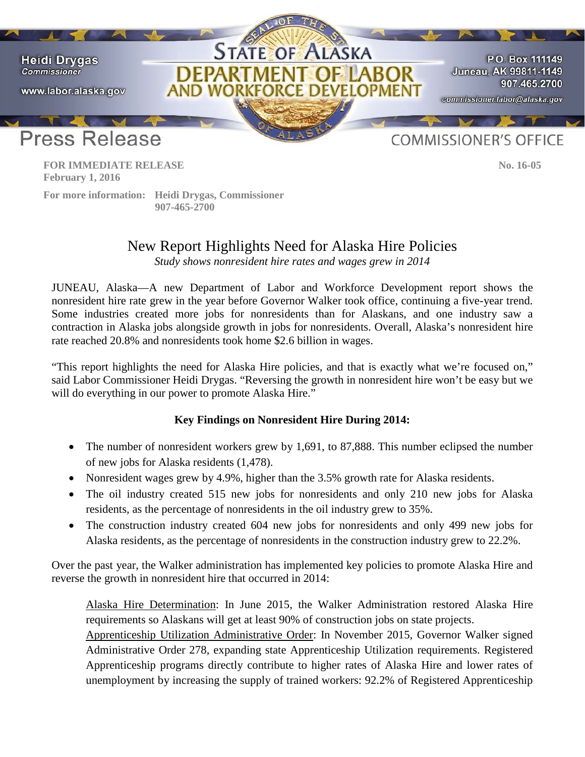**Heidi Drygas**
*Commissioner*

www.labor.alaska.gov

# STATE OF ALASKA
## DEPARTMENT OF LABOR AND WORKFORCE DEVELOPMENT

P.O. Box 111149
Juneau, AK 99811-1149
907.465.2700
commissioner.labor@alaska.gov

**Press Release** COMMISSIONER'S OFFICE

**FOR IMMEDIATE RELEASE** **No. 16-05**
**February 1, 2016**

**For more information: Heidi Drygas, Commissioner**
**907-465-2700**

# New Report Highlights Need for Alaska Hire Policies

*Study shows nonresident hire rates and wages grew in 2014*

JUNEAU, Alaska—A new Department of Labor and Workforce Development report shows the nonresident hire rate grew in the year before Governor Walker took office, continuing a five-year trend. Some industries created more jobs for nonresidents than for Alaskans, and one industry saw a contraction in Alaska jobs alongside growth in jobs for nonresidents. Overall, Alaska's nonresident hire rate reached 20.8% and nonresidents took home $2.6 billion in wages.

"This report highlights the need for Alaska Hire policies, and that is exactly what we're focused on," said Labor Commissioner Heidi Drygas. "Reversing the growth in nonresident hire won't be easy but we will do everything in our power to promote Alaska Hire."

**Key Findings on Nonresident Hire During 2014:**

- The number of nonresident workers grew by 1,691, to 87,888. This number eclipsed the number of new jobs for Alaska residents (1,478).
- Nonresident wages grew by 4.9%, higher than the 3.5% growth rate for Alaska residents.
- The oil industry created 515 new jobs for nonresidents and only 210 new jobs for Alaska residents, as the percentage of nonresidents in the oil industry grew to 35%.
- The construction industry created 604 new jobs for nonresidents and only 499 new jobs for Alaska residents, as the percentage of nonresidents in the construction industry grew to 22.2%.

Over the past year, the Walker administration has implemented key policies to promote Alaska Hire and reverse the growth in nonresident hire that occurred in 2014:

Alaska Hire Determination: In June 2015, the Walker Administration restored Alaska Hire requirements so Alaskans will get at least 90% of construction jobs on state projects.
Apprenticeship Utilization Administrative Order: In November 2015, Governor Walker signed Administrative Order 278, expanding state Apprenticeship Utilization requirements. Registered Apprenticeship programs directly contribute to higher rates of Alaska Hire and lower rates of unemployment by increasing the supply of trained workers: 92.2% of Registered Apprenticeship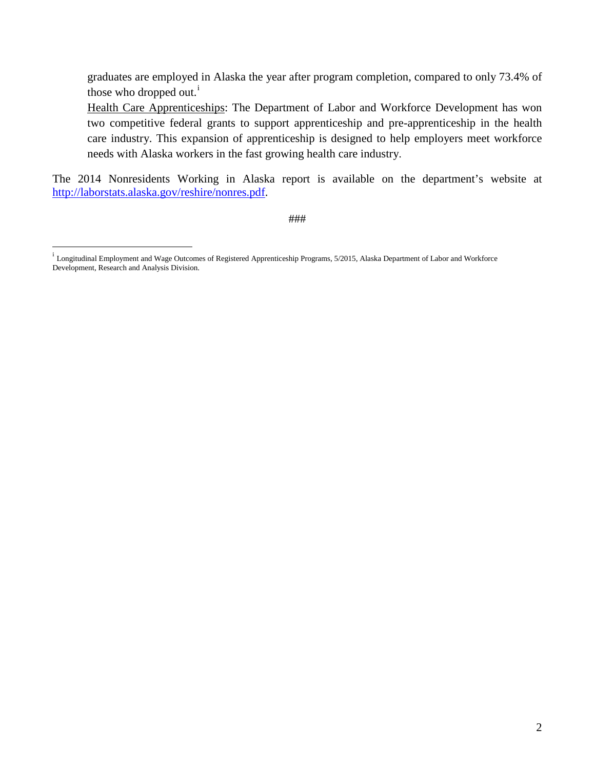graduates are employed in Alaska the year after program completion, compared to only 73.4% of those who dropped out.[i]

Health Care Apprenticeships: The Department of Labor and Workforce Development has won two competitive federal grants to support apprenticeship and pre-apprenticeship in the health care industry. This expansion of apprenticeship is designed to help employers meet workforce needs with Alaska workers in the fast growing health care industry.

The 2014 Nonresidents Working in Alaska report is available on the department's website at [http://laborstats.alaska.gov/reshire/nonres.pdf](http://laborstats.alaska.gov/reshire/nonres.pdf).

###

---

[i] Longitudinal Employment and Wage Outcomes of Registered Apprenticeship Programs, 5/2015, Alaska Department of Labor and Workforce Development, Research and Analysis Division.